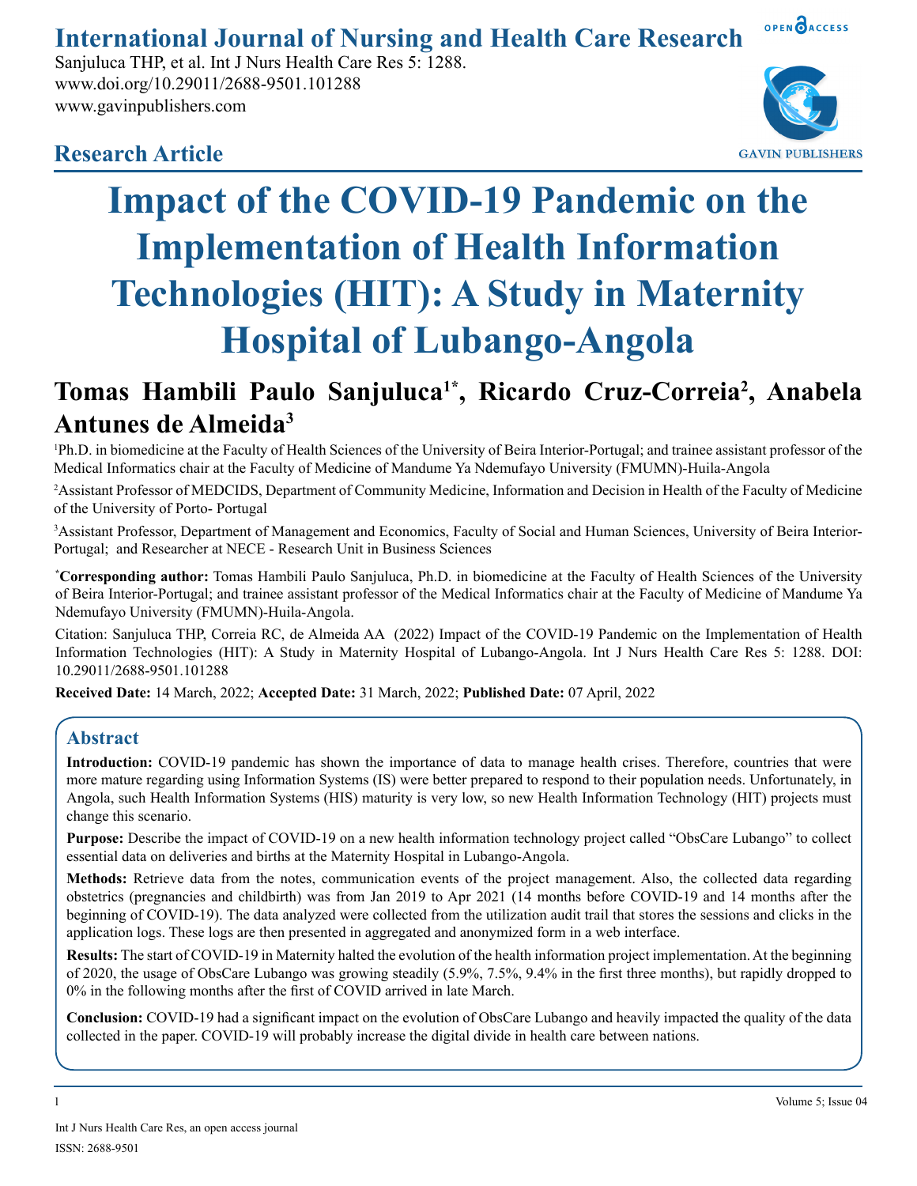International Journal of Nursing and Health Care Research

Sanjuluca THP, et al. Int J Nurs Health Care Res 5: 1288.
www.doi.org/10.29011/2688-9501.101288
www.gavinpublishers.com

## Research Article

# Impact of the COVID-19 Pandemic on the Implementation of Health Information Technologies (HIT): A Study in Maternity Hospital of Lubango-Angola

**Tomas Hambili Paulo Sanjuluca[1*], Ricardo Cruz-Correia[2], Anabela Antunes de Almeida[3]**

[1]Ph.D. in biomedicine at the Faculty of Health Sciences of the University of Beira Interior-Portugal; and trainee assistant professor of the Medical Informatics chair at the Faculty of Medicine of Mandume Ya Ndemufayo University (FMUMN)-Huila-Angola

[2]Assistant Professor of MEDCIDS, Department of Community Medicine, Information and Decision in Health of the Faculty of Medicine of the University of Porto- Portugal

[3]Assistant Professor, Department of Management and Economics, Faculty of Social and Human Sciences, University of Beira Interior-Portugal; and Researcher at NECE - Research Unit in Business Sciences

**[*]Corresponding author:** Tomas Hambili Paulo Sanjuluca, Ph.D. in biomedicine at the Faculty of Health Sciences of the University of Beira Interior-Portugal; and trainee assistant professor of the Medical Informatics chair at the Faculty of Medicine of Mandume Ya Ndemufayo University (FMUMN)-Huila-Angola.

Citation: Sanjuluca THP, Correia RC, de Almeida AA (2022) Impact of the COVID-19 Pandemic on the Implementation of Health Information Technologies (HIT): A Study in Maternity Hospital of Lubango-Angola. Int J Nurs Health Care Res 5: 1288. DOI: 10.29011/2688-9501.101288

**Received Date:** 14 March, 2022; **Accepted Date:** 31 March, 2022; **Published Date:** 07 April, 2022

## Abstract

**Introduction:** COVID-19 pandemic has shown the importance of data to manage health crises. Therefore, countries that were more mature regarding using Information Systems (IS) were better prepared to respond to their population needs. Unfortunately, in Angola, such Health Information Systems (HIS) maturity is very low, so new Health Information Technology (HIT) projects must change this scenario.

**Purpose:** Describe the impact of COVID-19 on a new health information technology project called "ObsCare Lubango" to collect essential data on deliveries and births at the Maternity Hospital in Lubango-Angola.

**Methods:** Retrieve data from the notes, communication events of the project management. Also, the collected data regarding obstetrics (pregnancies and childbirth) was from Jan 2019 to Apr 2021 (14 months before COVID-19 and 14 months after the beginning of COVID-19). The data analyzed were collected from the utilization audit trail that stores the sessions and clicks in the application logs. These logs are then presented in aggregated and anonymized form in a web interface.

**Results:** The start of COVID-19 in Maternity halted the evolution of the health information project implementation. At the beginning of 2020, the usage of ObsCare Lubango was growing steadily (5.9%, 7.5%, 9.4% in the first three months), but rapidly dropped to 0% in the following months after the first of COVID arrived in late March.

**Conclusion:** COVID-19 had a significant impact on the evolution of ObsCare Lubango and heavily impacted the quality of the data collected in the paper. COVID-19 will probably increase the digital divide in health care between nations.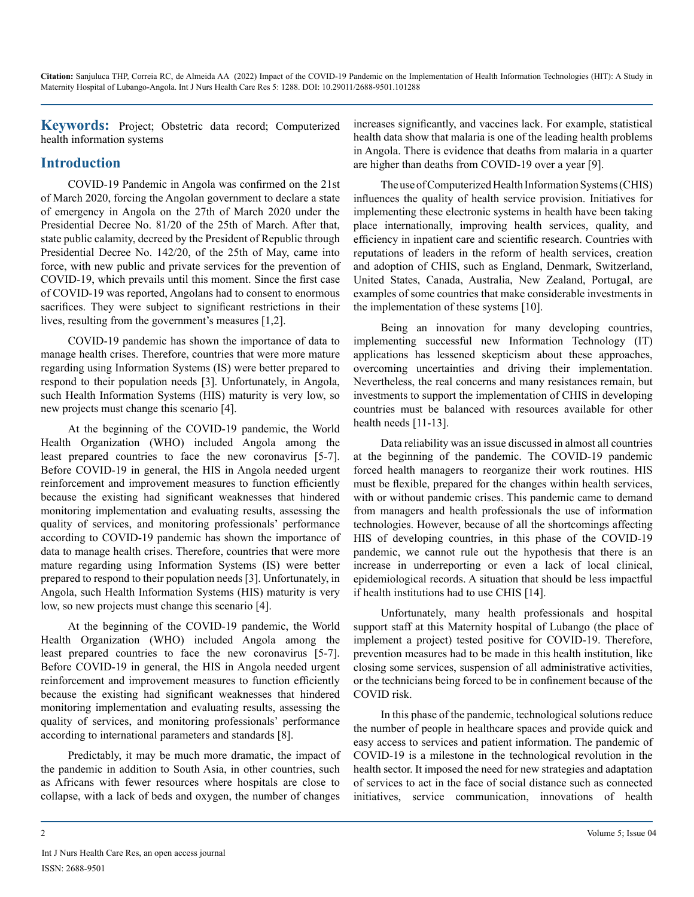**Keywords:** Project; Obstetric data record; Computerized health information systems

## Introduction

COVID-19 Pandemic in Angola was confirmed on the 21st of March 2020, forcing the Angolan government to declare a state of emergency in Angola on the 27th of March 2020 under the Presidential Decree No. 81/20 of the 25th of March. After that, state public calamity, decreed by the President of Republic through Presidential Decree No. 142/20, of the 25th of May, came into force, with new public and private services for the prevention of COVID-19, which prevails until this moment. Since the first case of COVID-19 was reported, Angolans had to consent to enormous sacrifices. They were subject to significant restrictions in their lives, resulting from the government's measures [1,2].

COVID-19 pandemic has shown the importance of data to manage health crises. Therefore, countries that were more mature regarding using Information Systems (IS) were better prepared to respond to their population needs [3]. Unfortunately, in Angola, such Health Information Systems (HIS) maturity is very low, so new projects must change this scenario [4].

At the beginning of the COVID-19 pandemic, the World Health Organization (WHO) included Angola among the least prepared countries to face the new coronavirus [5-7]. Before COVID-19 in general, the HIS in Angola needed urgent reinforcement and improvement measures to function efficiently because the existing had significant weaknesses that hindered monitoring implementation and evaluating results, assessing the quality of services, and monitoring professionals' performance according to COVID-19 pandemic has shown the importance of data to manage health crises. Therefore, countries that were more mature regarding using Information Systems (IS) were better prepared to respond to their population needs [3]. Unfortunately, in Angola, such Health Information Systems (HIS) maturity is very low, so new projects must change this scenario [4].

At the beginning of the COVID-19 pandemic, the World Health Organization (WHO) included Angola among the least prepared countries to face the new coronavirus [5-7]. Before COVID-19 in general, the HIS in Angola needed urgent reinforcement and improvement measures to function efficiently because the existing had significant weaknesses that hindered monitoring implementation and evaluating results, assessing the quality of services, and monitoring professionals' performance according to international parameters and standards [8].

Predictably, it may be much more dramatic, the impact of the pandemic in addition to South Asia, in other countries, such as Africans with fewer resources where hospitals are close to collapse, with a lack of beds and oxygen, the number of changes increases significantly, and vaccines lack. For example, statistical health data show that malaria is one of the leading health problems in Angola. There is evidence that deaths from malaria in a quarter are higher than deaths from COVID-19 over a year [9].

The use of Computerized Health Information Systems (CHIS) influences the quality of health service provision. Initiatives for implementing these electronic systems in health have been taking place internationally, improving health services, quality, and efficiency in inpatient care and scientific research. Countries with reputations of leaders in the reform of health services, creation and adoption of CHIS, such as England, Denmark, Switzerland, United States, Canada, Australia, New Zealand, Portugal, are examples of some countries that make considerable investments in the implementation of these systems [10].

Being an innovation for many developing countries, implementing successful new Information Technology (IT) applications has lessened skepticism about these approaches, overcoming uncertainties and driving their implementation. Nevertheless, the real concerns and many resistances remain, but investments to support the implementation of CHIS in developing countries must be balanced with resources available for other health needs [11-13].

Data reliability was an issue discussed in almost all countries at the beginning of the pandemic. The COVID-19 pandemic forced health managers to reorganize their work routines. HIS must be flexible, prepared for the changes within health services, with or without pandemic crises. This pandemic came to demand from managers and health professionals the use of information technologies. However, because of all the shortcomings affecting HIS of developing countries, in this phase of the COVID-19 pandemic, we cannot rule out the hypothesis that there is an increase in underreporting or even a lack of local clinical, epidemiological records. A situation that should be less impactful if health institutions had to use CHIS [14].

Unfortunately, many health professionals and hospital support staff at this Maternity hospital of Lubango (the place of implement a project) tested positive for COVID-19. Therefore, prevention measures had to be made in this health institution, like closing some services, suspension of all administrative activities, or the technicians being forced to be in confinement because of the COVID risk.

In this phase of the pandemic, technological solutions reduce the number of people in healthcare spaces and provide quick and easy access to services and patient information. The pandemic of COVID-19 is a milestone in the technological revolution in the health sector. It imposed the need for new strategies and adaptation of services to act in the face of social distance such as connected initiatives, service communication, innovations of health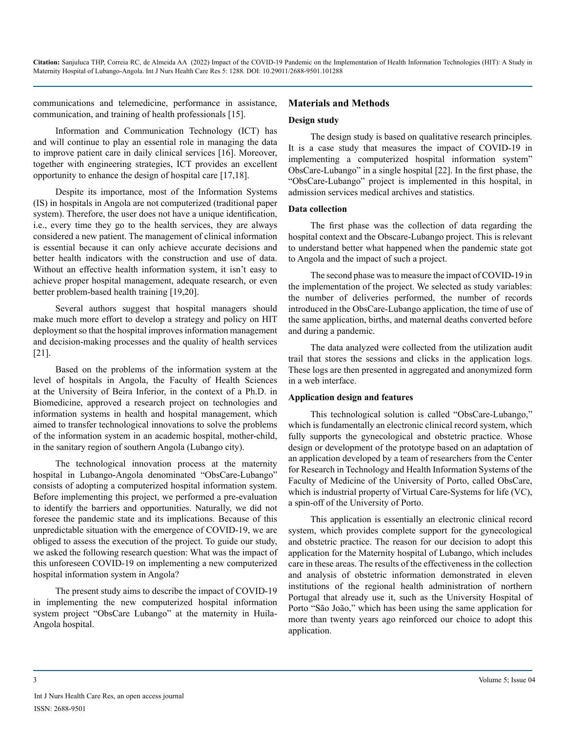communications and telemedicine, performance in assistance, communication, and training of health professionals [15].

Information and Communication Technology (ICT) has and will continue to play an essential role in managing the data to improve patient care in daily clinical services [16]. Moreover, together with engineering strategies, ICT provides an excellent opportunity to enhance the design of hospital care [17,18].

Despite its importance, most of the Information Systems (IS) in hospitals in Angola are not computerized (traditional paper system). Therefore, the user does not have a unique identification, i.e., every time they go to the health services, they are always considered a new patient. The management of clinical information is essential because it can only achieve accurate decisions and better health indicators with the construction and use of data. Without an effective health information system, it isn't easy to achieve proper hospital management, adequate research, or even better problem-based health training [19,20].

Several authors suggest that hospital managers should make much more effort to develop a strategy and policy on HIT deployment so that the hospital improves information management and decision-making processes and the quality of health services [21].

Based on the problems of the information system at the level of hospitals in Angola, the Faculty of Health Sciences at the University of Beira Inferior, in the context of a Ph.D. in Biomedicine, approved a research project on technologies and information systems in health and hospital management, which aimed to transfer technological innovations to solve the problems of the information system in an academic hospital, mother-child, in the sanitary region of southern Angola (Lubango city).

The technological innovation process at the maternity hospital in Lubango-Angola denominated "ObsCare-Lubango" consists of adopting a computerized hospital information system. Before implementing this project, we performed a pre-evaluation to identify the barriers and opportunities. Naturally, we did not foresee the pandemic state and its implications. Because of this unpredictable situation with the emergence of COVID-19, we are obliged to assess the execution of the project. To guide our study, we asked the following research question: What was the impact of this unforeseen COVID-19 on implementing a new computerized hospital information system in Angola?

The present study aims to describe the impact of COVID-19 in implementing the new computerized hospital information system project "ObsCare Lubango" at the maternity in Huila-Angola hospital.

## Materials and Methods

### Design study

The design study is based on qualitative research principles. It is a case study that measures the impact of COVID-19 in implementing a computerized hospital information system" ObsCare-Lubango" in a single hospital [22]. In the first phase, the "ObsCare-Lubango" project is implemented in this hospital, in admission services medical archives and statistics.

### Data collection

The first phase was the collection of data regarding the hospital context and the Obscare-Lubango project. This is relevant to understand better what happened when the pandemic state got to Angola and the impact of such a project.

The second phase was to measure the impact of COVID-19 in the implementation of the project. We selected as study variables: the number of deliveries performed, the number of records introduced in the ObsCare-Lubango application, the time of use of the same application, births, and maternal deaths converted before and during a pandemic.

The data analyzed were collected from the utilization audit trail that stores the sessions and clicks in the application logs. These logs are then presented in aggregated and anonymized form in a web interface.

### Application design and features

This technological solution is called "ObsCare-Lubango," which is fundamentally an electronic clinical record system, which fully supports the gynecological and obstetric practice. Whose design or development of the prototype based on an adaptation of an application developed by a team of researchers from the Center for Research in Technology and Health Information Systems of the Faculty of Medicine of the University of Porto, called ObsCare, which is industrial property of Virtual Care-Systems for life (VC), a spin-off of the University of Porto.

This application is essentially an electronic clinical record system, which provides complete support for the gynecological and obstetric practice. The reason for our decision to adopt this application for the Maternity hospital of Lubango, which includes care in these areas. The results of the effectiveness in the collection and analysis of obstetric information demonstrated in eleven institutions of the regional health administration of northern Portugal that already use it, such as the University Hospital of Porto "São João," which has been using the same application for more than twenty years ago reinforced our choice to adopt this application.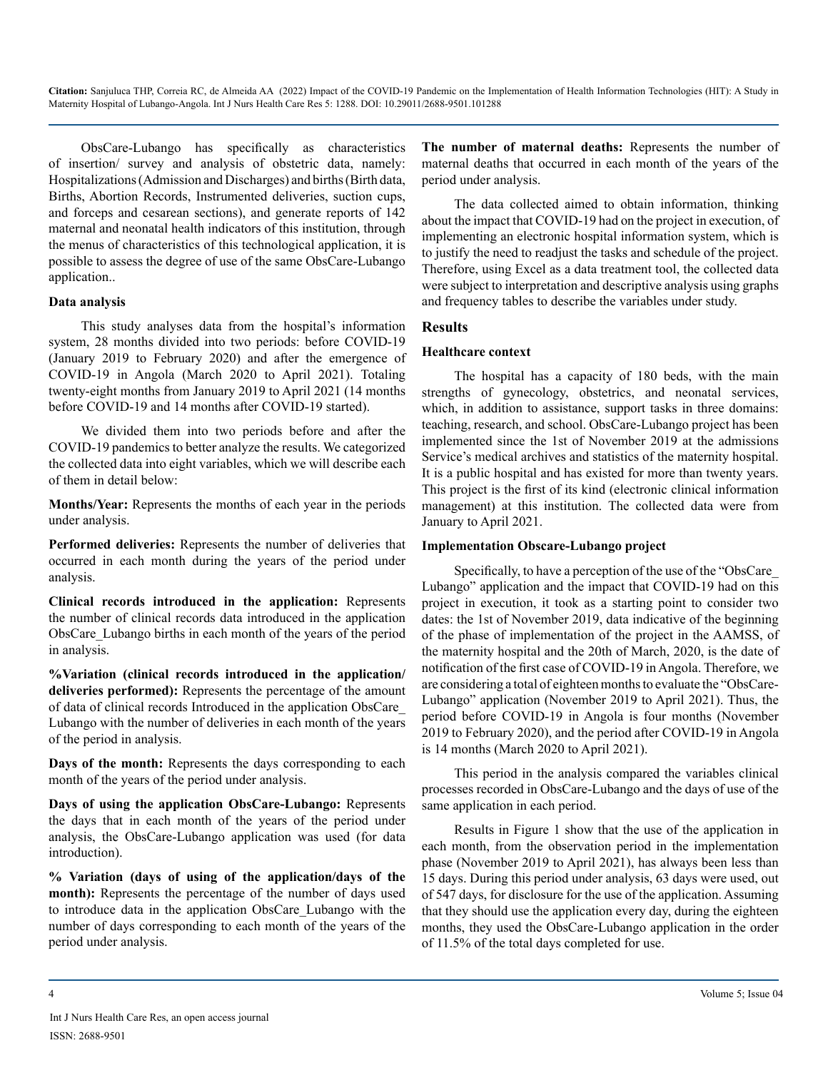ObsCare-Lubango has specifically as characteristics of insertion/ survey and analysis of obstetric data, namely: Hospitalizations (Admission and Discharges) and births (Birth data, Births, Abortion Records, Instrumented deliveries, suction cups, and forceps and cesarean sections), and generate reports of 142 maternal and neonatal health indicators of this institution, through the menus of characteristics of this technological application, it is possible to assess the degree of use of the same ObsCare-Lubango application..

**Data analysis**

This study analyses data from the hospital's information system, 28 months divided into two periods: before COVID-19 (January 2019 to February 2020) and after the emergence of COVID-19 in Angola (March 2020 to April 2021). Totaling twenty-eight months from January 2019 to April 2021 (14 months before COVID-19 and 14 months after COVID-19 started).

We divided them into two periods before and after the COVID-19 pandemics to better analyze the results. We categorized the collected data into eight variables, which we will describe each of them in detail below:

**Months/Year:** Represents the months of each year in the periods under analysis.

**Performed deliveries:** Represents the number of deliveries that occurred in each month during the years of the period under analysis.

**Clinical records introduced in the application:** Represents the number of clinical records data introduced in the application ObsCare_Lubango births in each month of the years of the period in analysis.

**%Variation (clinical records introduced in the application/ deliveries performed):** Represents the percentage of the amount of data of clinical records Introduced in the application ObsCare_Lubango with the number of deliveries in each month of the years of the period in analysis.

**Days of the month:** Represents the days corresponding to each month of the years of the period under analysis.

**Days of using the application ObsCare-Lubango:** Represents the days that in each month of the years of the period under analysis, the ObsCare-Lubango application was used (for data introduction).

**% Variation (days of using of the application/days of the month):** Represents the percentage of the number of days used to introduce data in the application ObsCare_Lubango with the number of days corresponding to each month of the years of the period under analysis.

**The number of maternal deaths:** Represents the number of maternal deaths that occurred in each month of the years of the period under analysis.

The data collected aimed to obtain information, thinking about the impact that COVID-19 had on the project in execution, of implementing an electronic hospital information system, which is to justify the need to readjust the tasks and schedule of the project. Therefore, using Excel as a data treatment tool, the collected data were subject to interpretation and descriptive analysis using graphs and frequency tables to describe the variables under study.

## Results

**Healthcare context**

The hospital has a capacity of 180 beds, with the main strengths of gynecology, obstetrics, and neonatal services, which, in addition to assistance, support tasks in three domains: teaching, research, and school. ObsCare-Lubango project has been implemented since the 1st of November 2019 at the admissions Service's medical archives and statistics of the maternity hospital. It is a public hospital and has existed for more than twenty years. This project is the first of its kind (electronic clinical information management) at this institution. The collected data were from January to April 2021.

**Implementation Obscare-Lubango project**

Specifically, to have a perception of the use of the "ObsCare_Lubango" application and the impact that COVID-19 had on this project in execution, it took as a starting point to consider two dates: the 1st of November 2019, data indicative of the beginning of the phase of implementation of the project in the AAMSS, of the maternity hospital and the 20th of March, 2020, is the date of notification of the first case of COVID-19 in Angola. Therefore, we are considering a total of eighteen months to evaluate the "ObsCare-Lubango" application (November 2019 to April 2021). Thus, the period before COVID-19 in Angola is four months (November 2019 to February 2020), and the period after COVID-19 in Angola is 14 months (March 2020 to April 2021).

This period in the analysis compared the variables clinical processes recorded in ObsCare-Lubango and the days of use of the same application in each period.

Results in Figure 1 show that the use of the application in each month, from the observation period in the implementation phase (November 2019 to April 2021), has always been less than 15 days. During this period under analysis, 63 days were used, out of 547 days, for disclosure for the use of the application. Assuming that they should use the application every day, during the eighteen months, they used the ObsCare-Lubango application in the order of 11.5% of the total days completed for use.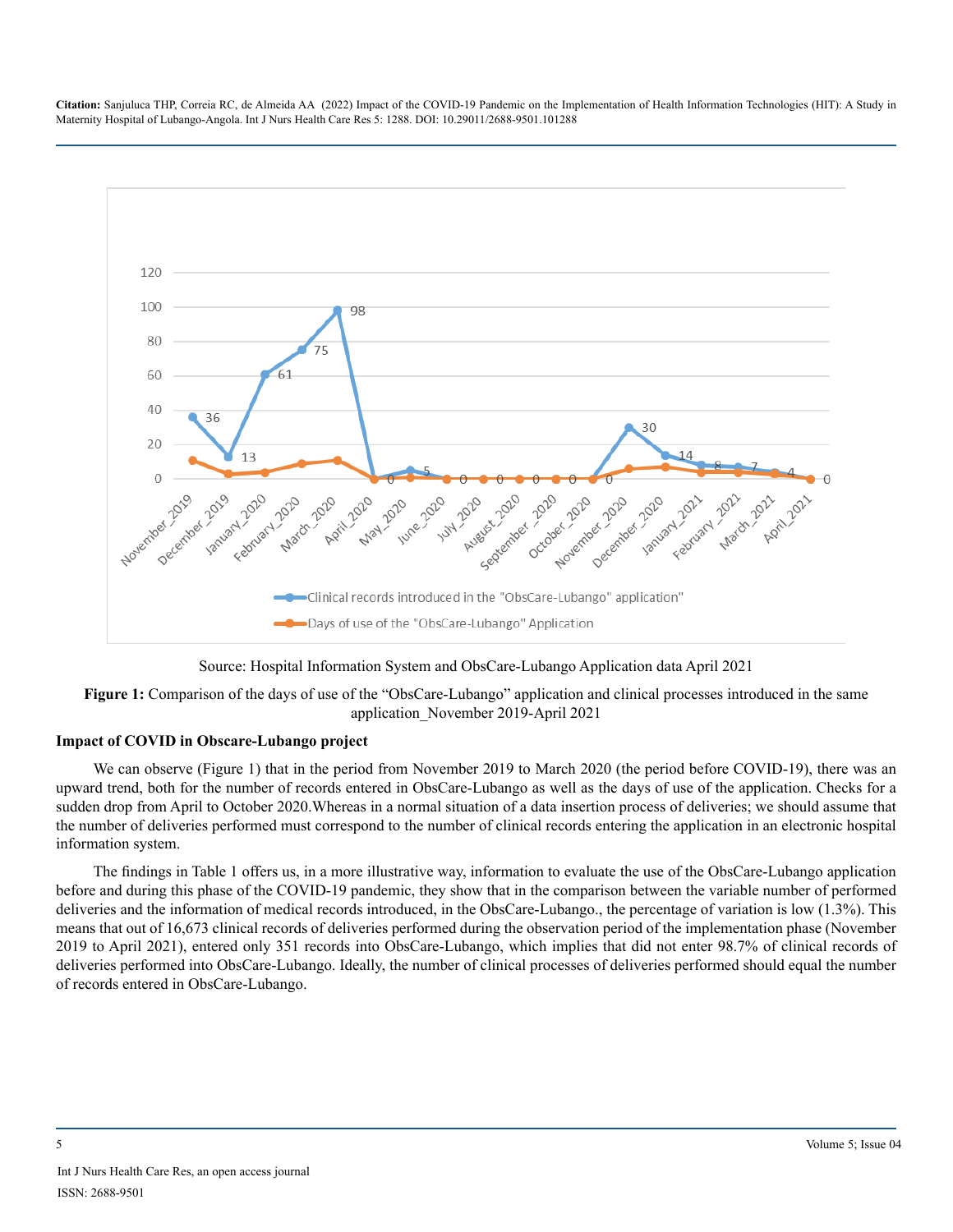Source: Hospital Information System and ObsCare-Lubango Application data April 2021

**Figure 1:** Comparison of the days of use of the "ObsCare-Lubango" application and clinical processes introduced in the same application_November 2019-April 2021

**Impact of COVID in Obscare-Lubango project**

We can observe (Figure 1) that in the period from November 2019 to March 2020 (the period before COVID-19), there was an upward trend, both for the number of records entered in ObsCare-Lubango as well as the days of use of the application. Checks for a sudden drop from April to October 2020.Whereas in a normal situation of a data insertion process of deliveries; we should assume that the number of deliveries performed must correspond to the number of clinical records entering the application in an electronic hospital information system.

The findings in Table 1 offers us, in a more illustrative way, information to evaluate the use of the ObsCare-Lubango application before and during this phase of the COVID-19 pandemic, they show that in the comparison between the variable number of performed deliveries and the information of medical records introduced, in the ObsCare-Lubango., the percentage of variation is low (1.3%). This means that out of 16,673 clinical records of deliveries performed during the observation period of the implementation phase (November 2019 to April 2021), entered only 351 records into ObsCare-Lubango, which implies that did not enter 98.7% of clinical records of deliveries performed into ObsCare-Lubango. Ideally, the number of clinical processes of deliveries performed should equal the number of records entered in ObsCare-Lubango.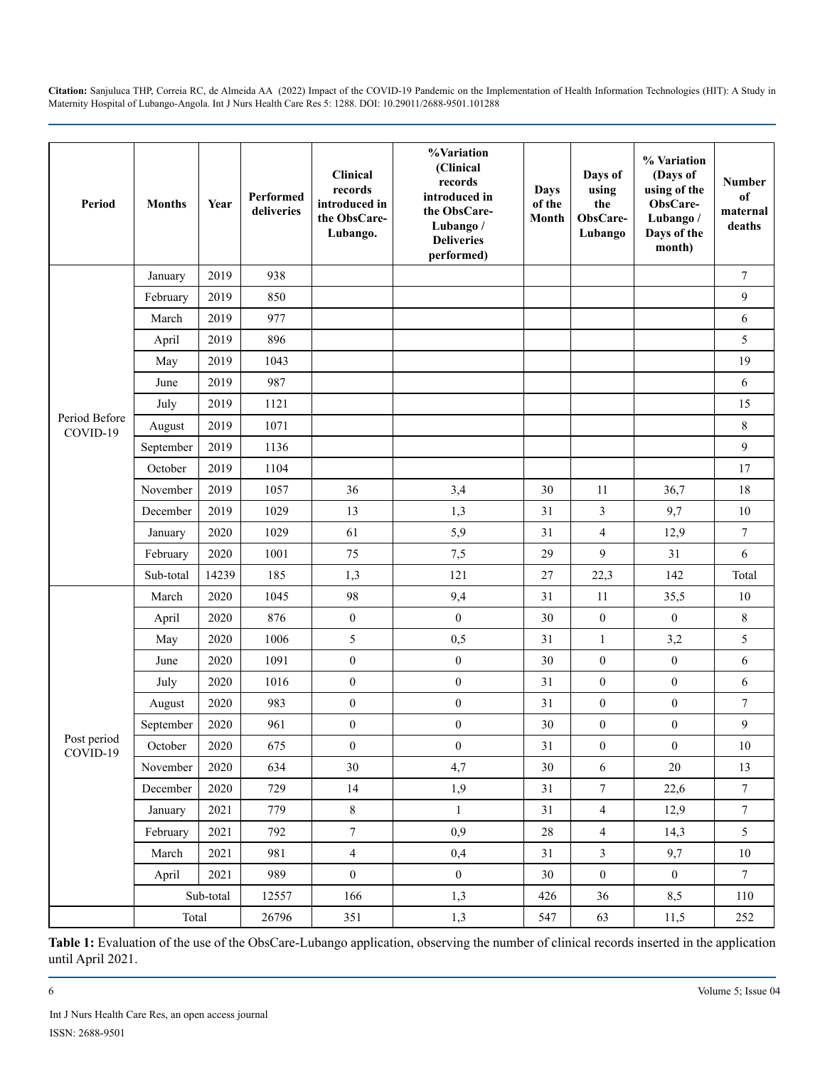| Period | Months | Year | Performed deliveries | Clinical records introduced in the ObsCare-Lubango. | %Variation (Clinical records introduced in the ObsCare-Lubango / Deliveries performed) | Days of the Month | Days of using the ObsCare-Lubango | % Variation (Days of using of the ObsCare-Lubango / Days of the month) | Number of maternal deaths |
|---|---|---|---|---|---|---|---|---|---|
| Period Before COVID-19 | January | 2019 | 938 | | | | | | 7 |
| | February | 2019 | 850 | | | | | | 9 |
| | March | 2019 | 977 | | | | | | 6 |
| | April | 2019 | 896 | | | | | | 5 |
| | May | 2019 | 1043 | | | | | | 19 |
| | June | 2019 | 987 | | | | | | 6 |
| | July | 2019 | 1121 | | | | | | 15 |
| | August | 2019 | 1071 | | | | | | 8 |
| | September | 2019 | 1136 | | | | | | 9 |
| | October | 2019 | 1104 | | | | | | 17 |
| | November | 2019 | 1057 | 36 | 3,4 | 30 | 11 | 36,7 | 18 |
| | December | 2019 | 1029 | 13 | 1,3 | 31 | 3 | 9,7 | 10 |
| | January | 2020 | 1029 | 61 | 5,9 | 31 | 4 | 12,9 | 7 |
| | February | 2020 | 1001 | 75 | 7,5 | 29 | 9 | 31 | 6 |
| | Sub-total | 14239 | 185 | 1,3 | 121 | 27 | 22,3 | 142 | Total |
| Post period COVID-19 | March | 2020 | 1045 | 98 | 9,4 | 31 | 11 | 35,5 | 10 |
| | April | 2020 | 876 | 0 | 0 | 30 | 0 | 0 | 8 |
| | May | 2020 | 1006 | 5 | 0,5 | 31 | 1 | 3,2 | 5 |
| | June | 2020 | 1091 | 0 | 0 | 30 | 0 | 0 | 6 |
| | July | 2020 | 1016 | 0 | 0 | 31 | 0 | 0 | 6 |
| | August | 2020 | 983 | 0 | 0 | 31 | 0 | 0 | 7 |
| | September | 2020 | 961 | 0 | 0 | 30 | 0 | 0 | 9 |
| | October | 2020 | 675 | 0 | 0 | 31 | 0 | 0 | 10 |
| | November | 2020 | 634 | 30 | 4,7 | 30 | 6 | 20 | 13 |
| | December | 2020 | 729 | 14 | 1,9 | 31 | 7 | 22,6 | 7 |
| | January | 2021 | 779 | 8 | 1 | 31 | 4 | 12,9 | 7 |
| | February | 2021 | 792 | 7 | 0,9 | 28 | 4 | 14,3 | 5 |
| | March | 2021 | 981 | 4 | 0,4 | 31 | 3 | 9,7 | 10 |
| | April | 2021 | 989 | 0 | 0 | 30 | 0 | 0 | 7 |
| | Sub-total | | 12557 | 166 | 1,3 | 426 | 36 | 8,5 | 110 |
| | Total | | 26796 | 351 | 1,3 | 547 | 63 | 11,5 | 252 |

**Table 1:** Evaluation of the use of the ObsCare-Lubango application, observing the number of clinical records inserted in the application until April 2021.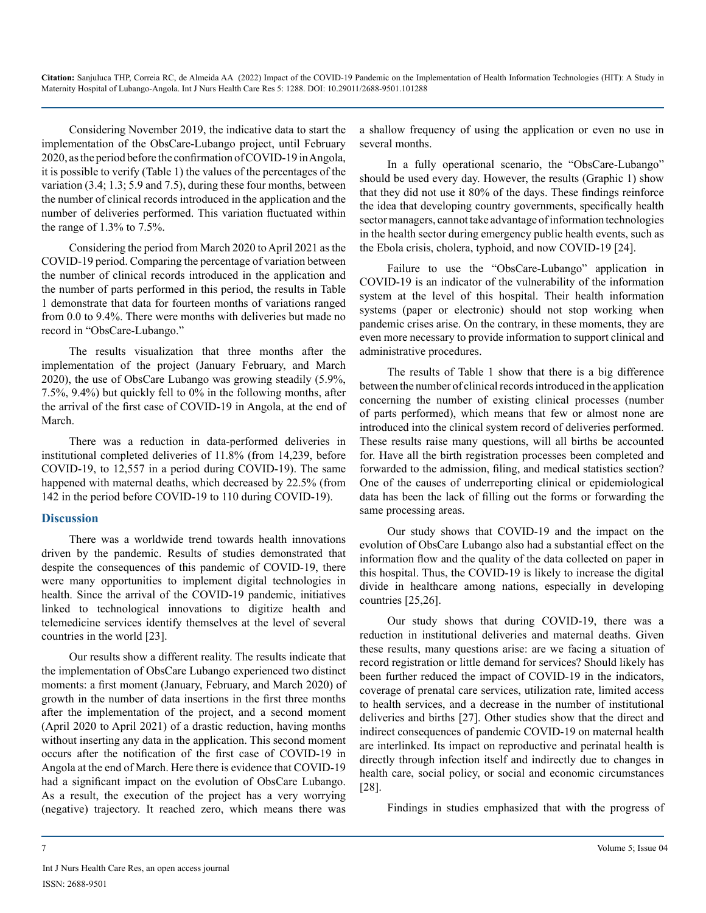Considering November 2019, the indicative data to start the implementation of the ObsCare-Lubango project, until February 2020, as the period before the confirmation of COVID-19 in Angola, it is possible to verify (Table 1) the values of the percentages of the variation (3.4; 1.3; 5.9 and 7.5), during these four months, between the number of clinical records introduced in the application and the number of deliveries performed. This variation fluctuated within the range of 1.3% to 7.5%.

Considering the period from March 2020 to April 2021 as the COVID-19 period. Comparing the percentage of variation between the number of clinical records introduced in the application and the number of parts performed in this period, the results in Table 1 demonstrate that data for fourteen months of variations ranged from 0.0 to 9.4%. There were months with deliveries but made no record in "ObsCare-Lubango."

The results visualization that three months after the implementation of the project (January February, and March 2020), the use of ObsCare Lubango was growing steadily (5.9%, 7.5%, 9.4%) but quickly fell to 0% in the following months, after the arrival of the first case of COVID-19 in Angola, at the end of March.

There was a reduction in data-performed deliveries in institutional completed deliveries of 11.8% (from 14,239, before COVID-19, to 12,557 in a period during COVID-19). The same happened with maternal deaths, which decreased by 22.5% (from 142 in the period before COVID-19 to 110 during COVID-19).

## Discussion

There was a worldwide trend towards health innovations driven by the pandemic. Results of studies demonstrated that despite the consequences of this pandemic of COVID-19, there were many opportunities to implement digital technologies in health. Since the arrival of the COVID-19 pandemic, initiatives linked to technological innovations to digitize health and telemedicine services identify themselves at the level of several countries in the world [23].

Our results show a different reality. The results indicate that the implementation of ObsCare Lubango experienced two distinct moments: a first moment (January, February, and March 2020) of growth in the number of data insertions in the first three months after the implementation of the project, and a second moment (April 2020 to April 2021) of a drastic reduction, having months without inserting any data in the application. This second moment occurs after the notification of the first case of COVID-19 in Angola at the end of March. Here there is evidence that COVID-19 had a significant impact on the evolution of ObsCare Lubango. As a result, the execution of the project has a very worrying (negative) trajectory. It reached zero, which means there was a shallow frequency of using the application or even no use in several months.

In a fully operational scenario, the "ObsCare-Lubango" should be used every day. However, the results (Graphic 1) show that they did not use it 80% of the days. These findings reinforce the idea that developing country governments, specifically health sector managers, cannot take advantage of information technologies in the health sector during emergency public health events, such as the Ebola crisis, cholera, typhoid, and now COVID-19 [24].

Failure to use the "ObsCare-Lubango" application in COVID-19 is an indicator of the vulnerability of the information system at the level of this hospital. Their health information systems (paper or electronic) should not stop working when pandemic crises arise. On the contrary, in these moments, they are even more necessary to provide information to support clinical and administrative procedures.

The results of Table 1 show that there is a big difference between the number of clinical records introduced in the application concerning the number of existing clinical processes (number of parts performed), which means that few or almost none are introduced into the clinical system record of deliveries performed. These results raise many questions, will all births be accounted for. Have all the birth registration processes been completed and forwarded to the admission, filing, and medical statistics section? One of the causes of underreporting clinical or epidemiological data has been the lack of filling out the forms or forwarding the same processing areas.

Our study shows that COVID-19 and the impact on the evolution of ObsCare Lubango also had a substantial effect on the information flow and the quality of the data collected on paper in this hospital. Thus, the COVID-19 is likely to increase the digital divide in healthcare among nations, especially in developing countries [25,26].

Our study shows that during COVID-19, there was a reduction in institutional deliveries and maternal deaths. Given these results, many questions arise: are we facing a situation of record registration or little demand for services? Should likely has been further reduced the impact of COVID-19 in the indicators, coverage of prenatal care services, utilization rate, limited access to health services, and a decrease in the number of institutional deliveries and births [27]. Other studies show that the direct and indirect consequences of pandemic COVID-19 on maternal health are interlinked. Its impact on reproductive and perinatal health is directly through infection itself and indirectly due to changes in health care, social policy, or social and economic circumstances [28].

Findings in studies emphasized that with the progress of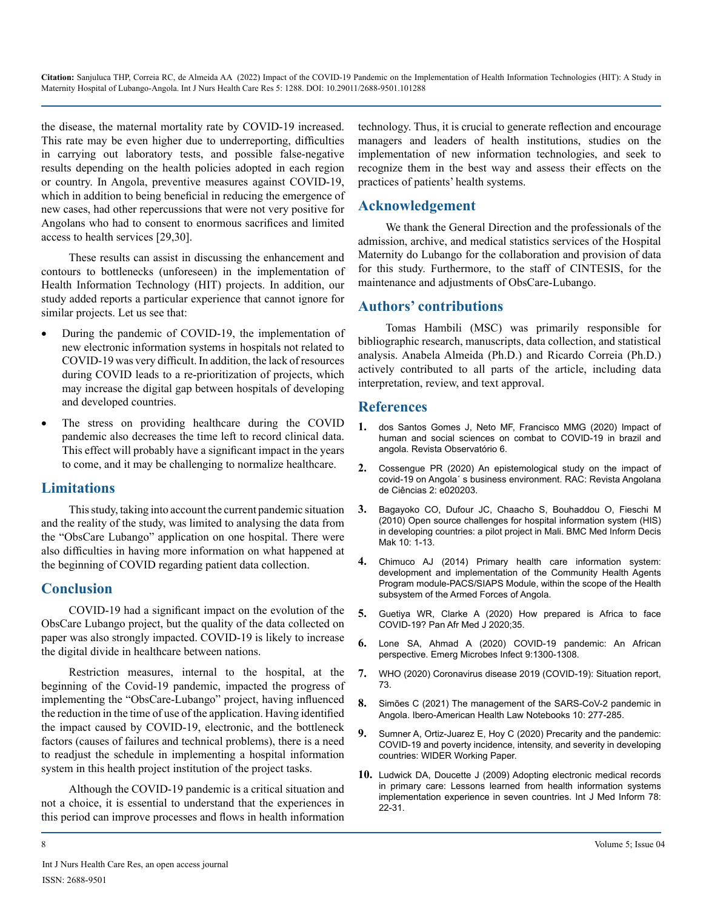the disease, the maternal mortality rate by COVID-19 increased. This rate may be even higher due to underreporting, difficulties in carrying out laboratory tests, and possible false-negative results depending on the health policies adopted in each region or country. In Angola, preventive measures against COVID-19, which in addition to being beneficial in reducing the emergence of new cases, had other repercussions that were not very positive for Angolans who had to consent to enormous sacrifices and limited access to health services [29,30].

These results can assist in discussing the enhancement and contours to bottlenecks (unforeseen) in the implementation of Health Information Technology (HIT) projects. In addition, our study added reports a particular experience that cannot ignore for similar projects. Let us see that:

- During the pandemic of COVID-19, the implementation of new electronic information systems in hospitals not related to COVID-19 was very difficult. In addition, the lack of resources during COVID leads to a re-prioritization of projects, which may increase the digital gap between hospitals of developing and developed countries.
- The stress on providing healthcare during the COVID pandemic also decreases the time left to record clinical data. This effect will probably have a significant impact in the years to come, and it may be challenging to normalize healthcare.

## Limitations

This study, taking into account the current pandemic situation and the reality of the study, was limited to analysing the data from the "ObsCare Lubango" application on one hospital. There were also difficulties in having more information on what happened at the beginning of COVID regarding patient data collection.

## Conclusion

COVID-19 had a significant impact on the evolution of the ObsCare Lubango project, but the quality of the data collected on paper was also strongly impacted. COVID-19 is likely to increase the digital divide in healthcare between nations.

Restriction measures, internal to the hospital, at the beginning of the Covid-19 pandemic, impacted the progress of implementing the "ObsCare-Lubango" project, having influenced the reduction in the time of use of the application. Having identified the impact caused by COVID-19, electronic, and the bottleneck factors (causes of failures and technical problems), there is a need to readjust the schedule in implementing a hospital information system in this health project institution of the project tasks.

Although the COVID-19 pandemic is a critical situation and not a choice, it is essential to understand that the experiences in this period can improve processes and flows in health information technology. Thus, it is crucial to generate reflection and encourage managers and leaders of health institutions, studies on the implementation of new information technologies, and seek to recognize them in the best way and assess their effects on the practices of patients' health systems.

## Acknowledgement

We thank the General Direction and the professionals of the admission, archive, and medical statistics services of the Hospital Maternity do Lubango for the collaboration and provision of data for this study. Furthermore, to the staff of CINTESIS, for the maintenance and adjustments of ObsCare-Lubango.

## Authors' contributions

Tomas Hambili (MSC) was primarily responsible for bibliographic research, manuscripts, data collection, and statistical analysis. Anabela Almeida (Ph.D.) and Ricardo Correia (Ph.D.) actively contributed to all parts of the article, including data interpretation, review, and text approval.

## References

1. dos Santos Gomes J, Neto MF, Francisco MMG (2020) Impact of human and social sciences on combat to COVID-19 in brazil and angola. Revista Observatório 6.
2. Cossengue PR (2020) An epistemological study on the impact of covid-19 on Angola´ s business environment. RAC: Revista Angolana de Ciências 2: e020203.
3. Bagayoko CO, Dufour JC, Chaacho S, Bouhaddou O, Fieschi M (2010) Open source challenges for hospital information system (HIS) in developing countries: a pilot project in Mali. BMC Med Inform Decis Mak 10: 1-13.
4. Chimuco AJ (2014) Primary health care information system: development and implementation of the Community Health Agents Program module-PACS/SIAPS Module, within the scope of the Health subsystem of the Armed Forces of Angola.
5. Guetiya WR, Clarke A (2020) How prepared is Africa to face COVID-19? Pan Afr Med J 2020;35.
6. Lone SA, Ahmad A (2020) COVID-19 pandemic: An African perspective. Emerg Microbes Infect 9:1300-1308.
7. WHO (2020) Coronavirus disease 2019 (COVID-19): Situation report, 73.
8. Simões C (2021) The management of the SARS-CoV-2 pandemic in Angola. Ibero-American Health Law Notebooks 10: 277-285.
9. Sumner A, Ortiz-Juarez E, Hoy C (2020) Precarity and the pandemic: COVID-19 and poverty incidence, intensity, and severity in developing countries: WIDER Working Paper.
10. Ludwick DA, Doucette J (2009) Adopting electronic medical records in primary care: Lessons learned from health information systems implementation experience in seven countries. Int J Med Inform 78: 22-31.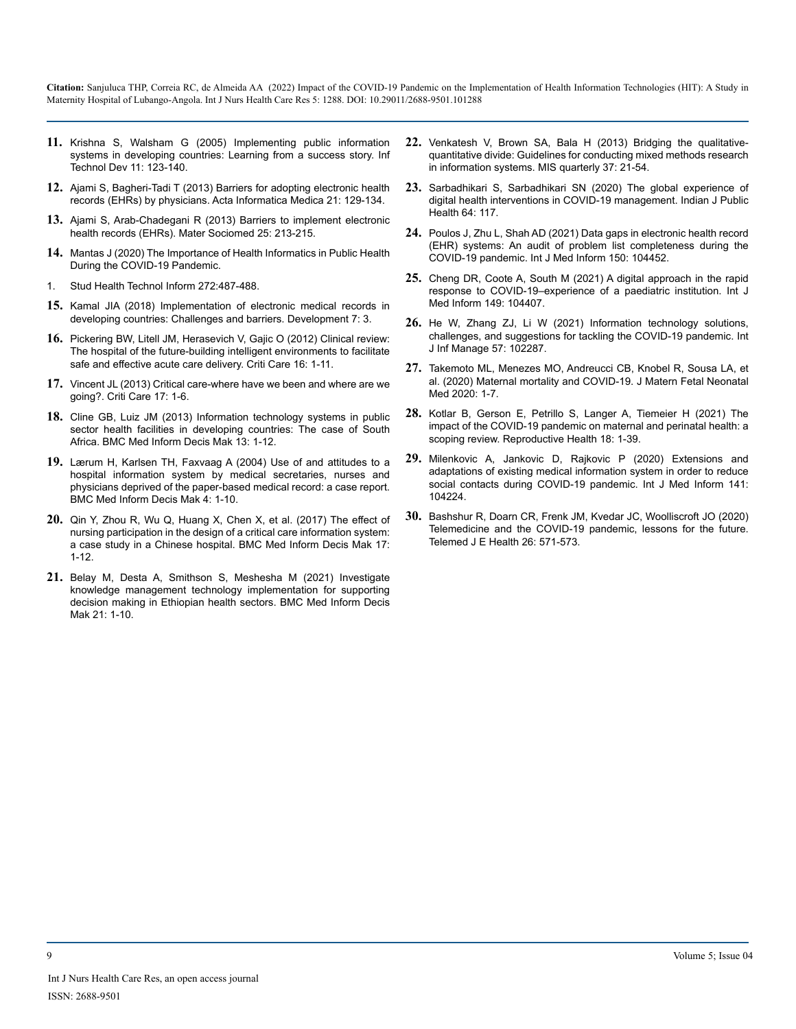11. Krishna S, Walsham G (2005) Implementing public information systems in developing countries: Learning from a success story. Inf Technol Dev 11: 123-140.

12. Ajami S, Bagheri-Tadi T (2013) Barriers for adopting electronic health records (EHRs) by physicians. Acta Informatica Medica 21: 129-134.

13. Ajami S, Arab-Chadegani R (2013) Barriers to implement electronic health records (EHRs). Mater Sociomed 25: 213-215.

14. Mantas J (2020) The Importance of Health Informatics in Public Health During the COVID-19 Pandemic.

1. Stud Health Technol Inform 272:487-488.

15. Kamal JIA (2018) Implementation of electronic medical records in developing countries: Challenges and barriers. Development 7: 3.

16. Pickering BW, Litell JM, Herasevich V, Gajic O (2012) Clinical review: The hospital of the future-building intelligent environments to facilitate safe and effective acute care delivery. Criti Care 16: 1-11.

17. Vincent JL (2013) Critical care-where have we been and where are we going?. Criti Care 17: 1-6.

18. Cline GB, Luiz JM (2013) Information technology systems in public sector health facilities in developing countries: The case of South Africa. BMC Med Inform Decis Mak 13: 1-12.

19. Lærum H, Karlsen TH, Faxvaag A (2004) Use of and attitudes to a hospital information system by medical secretaries, nurses and physicians deprived of the paper-based medical record: a case report. BMC Med Inform Decis Mak 4: 1-10.

20. Qin Y, Zhou R, Wu Q, Huang X, Chen X, et al. (2017) The effect of nursing participation in the design of a critical care information system: a case study in a Chinese hospital. BMC Med Inform Decis Mak 17: 1-12.

21. Belay M, Desta A, Smithson S, Meshesha M (2021) Investigate knowledge management technology implementation for supporting decision making in Ethiopian health sectors. BMC Med Inform Decis Mak 21: 1-10.

22. Venkatesh V, Brown SA, Bala H (2013) Bridging the qualitative-quantitative divide: Guidelines for conducting mixed methods research in information systems. MIS quarterly 37: 21-54.

23. Sarbadhikari S, Sarbadhikari SN (2020) The global experience of digital health interventions in COVID-19 management. Indian J Public Health 64: 117.

24. Poulos J, Zhu L, Shah AD (2021) Data gaps in electronic health record (EHR) systems: An audit of problem list completeness during the COVID-19 pandemic. Int J Med Inform 150: 104452.

25. Cheng DR, Coote A, South M (2021) A digital approach in the rapid response to COVID-19–experience of a paediatric institution. Int J Med Inform 149: 104407.

26. He W, Zhang ZJ, Li W (2021) Information technology solutions, challenges, and suggestions for tackling the COVID-19 pandemic. Int J Inf Manage 57: 102287.

27. Takemoto ML, Menezes MO, Andreucci CB, Knobel R, Sousa LA, et al. (2020) Maternal mortality and COVID-19. J Matern Fetal Neonatal Med 2020: 1-7.

28. Kotlar B, Gerson E, Petrillo S, Langer A, Tiemeier H (2021) The impact of the COVID-19 pandemic on maternal and perinatal health: a scoping review. Reproductive Health 18: 1-39.

29. Milenkovic A, Jankovic D, Rajkovic P (2020) Extensions and adaptations of existing medical information system in order to reduce social contacts during COVID-19 pandemic. Int J Med Inform 141: 104224.

30. Bashshur R, Doarn CR, Frenk JM, Kvedar JC, Woolliscroft JO (2020) Telemedicine and the COVID-19 pandemic, lessons for the future. Telemed J E Health 26: 571-573.